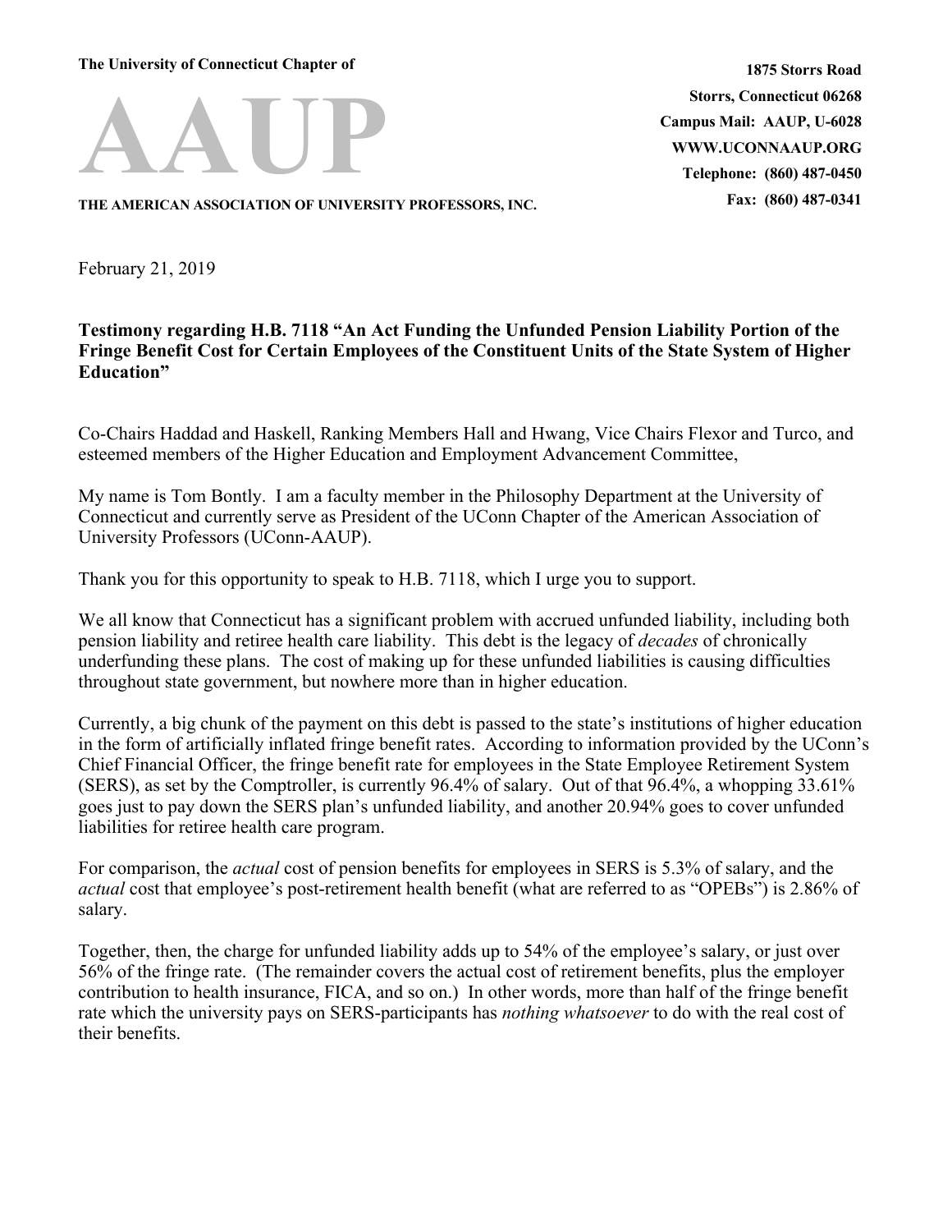The University of Connecticut Chapter of

# AAUP

THE AMERICAN ASSOCIATION OF UNIVERSITY PROFESSORS, INC.

**1875 Storrs Road**
**Storrs, Connecticut 06268**
**Campus Mail: AAUP, U-6028**
**WWW.UCONNAAUP.ORG**
**Telephone: (860) 487-0450**
**Fax: (860) 487-0341**

February 21, 2019

**Testimony regarding H.B. 7118 "An Act Funding the Unfunded Pension Liability Portion of the Fringe Benefit Cost for Certain Employees of the Constituent Units of the State System of Higher Education"**

Co-Chairs Haddad and Haskell, Ranking Members Hall and Hwang, Vice Chairs Flexor and Turco, and esteemed members of the Higher Education and Employment Advancement Committee,

My name is Tom Bontly. I am a faculty member in the Philosophy Department at the University of Connecticut and currently serve as President of the UConn Chapter of the American Association of University Professors (UConn-AAUP).

Thank you for this opportunity to speak to H.B. 7118, which I urge you to support.

We all know that Connecticut has a significant problem with accrued unfunded liability, including both pension liability and retiree health care liability. This debt is the legacy of *decades* of chronically underfunding these plans. The cost of making up for these unfunded liabilities is causing difficulties throughout state government, but nowhere more than in higher education.

Currently, a big chunk of the payment on this debt is passed to the state's institutions of higher education in the form of artificially inflated fringe benefit rates. According to information provided by the UConn's Chief Financial Officer, the fringe benefit rate for employees in the State Employee Retirement System (SERS), as set by the Comptroller, is currently 96.4% of salary. Out of that 96.4%, a whopping 33.61% goes just to pay down the SERS plan's unfunded liability, and another 20.94% goes to cover unfunded liabilities for retiree health care program.

For comparison, the *actual* cost of pension benefits for employees in SERS is 5.3% of salary, and the *actual* cost that employee's post-retirement health benefit (what are referred to as "OPEBs") is 2.86% of salary.

Together, then, the charge for unfunded liability adds up to 54% of the employee's salary, or just over 56% of the fringe rate. (The remainder covers the actual cost of retirement benefits, plus the employer contribution to health insurance, FICA, and so on.) In other words, more than half of the fringe benefit rate which the university pays on SERS-participants has *nothing whatsoever* to do with the real cost of their benefits.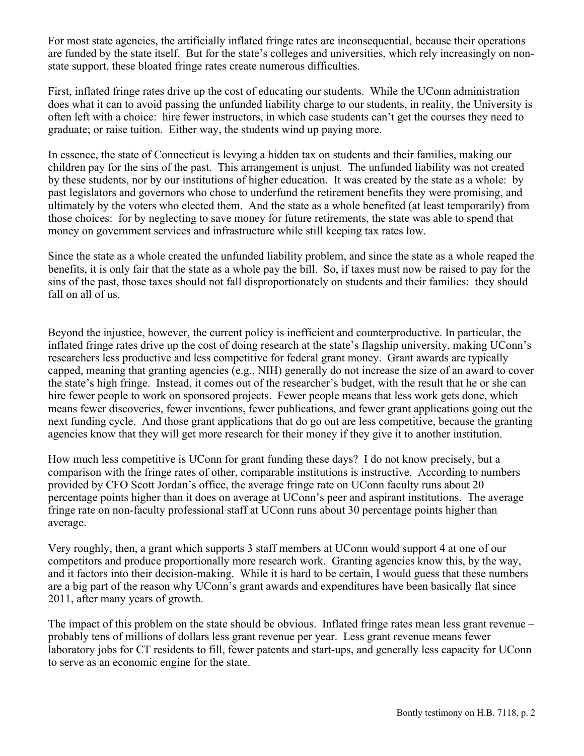For most state agencies, the artificially inflated fringe rates are inconsequential, because their operations are funded by the state itself. But for the state's colleges and universities, which rely increasingly on non-state support, these bloated fringe rates create numerous difficulties.

First, inflated fringe rates drive up the cost of educating our students. While the UConn administration does what it can to avoid passing the unfunded liability charge to our students, in reality, the University is often left with a choice: hire fewer instructors, in which case students can't get the courses they need to graduate; or raise tuition. Either way, the students wind up paying more.

In essence, the state of Connecticut is levying a hidden tax on students and their families, making our children pay for the sins of the past. This arrangement is unjust. The unfunded liability was not created by these students, nor by our institutions of higher education. It was created by the state as a whole: by past legislators and governors who chose to underfund the retirement benefits they were promising, and ultimately by the voters who elected them. And the state as a whole benefited (at least temporarily) from those choices: for by neglecting to save money for future retirements, the state was able to spend that money on government services and infrastructure while still keeping tax rates low.

Since the state as a whole created the unfunded liability problem, and since the state as a whole reaped the benefits, it is only fair that the state as a whole pay the bill. So, if taxes must now be raised to pay for the sins of the past, those taxes should not fall disproportionately on students and their families: they should fall on all of us.

Beyond the injustice, however, the current policy is inefficient and counterproductive. In particular, the inflated fringe rates drive up the cost of doing research at the state's flagship university, making UConn's researchers less productive and less competitive for federal grant money. Grant awards are typically capped, meaning that granting agencies (e.g., NIH) generally do not increase the size of an award to cover the state's high fringe. Instead, it comes out of the researcher's budget, with the result that he or she can hire fewer people to work on sponsored projects. Fewer people means that less work gets done, which means fewer discoveries, fewer inventions, fewer publications, and fewer grant applications going out the next funding cycle. And those grant applications that do go out are less competitive, because the granting agencies know that they will get more research for their money if they give it to another institution.

How much less competitive is UConn for grant funding these days? I do not know precisely, but a comparison with the fringe rates of other, comparable institutions is instructive. According to numbers provided by CFO Scott Jordan's office, the average fringe rate on UConn faculty runs about 20 percentage points higher than it does on average at UConn's peer and aspirant institutions. The average fringe rate on non-faculty professional staff at UConn runs about 30 percentage points higher than average.

Very roughly, then, a grant which supports 3 staff members at UConn would support 4 at one of our competitors and produce proportionally more research work. Granting agencies know this, by the way, and it factors into their decision-making. While it is hard to be certain, I would guess that these numbers are a big part of the reason why UConn's grant awards and expenditures have been basically flat since 2011, after many years of growth.

The impact of this problem on the state should be obvious. Inflated fringe rates mean less grant revenue – probably tens of millions of dollars less grant revenue per year. Less grant revenue means fewer laboratory jobs for CT residents to fill, fewer patents and start-ups, and generally less capacity for UConn to serve as an economic engine for the state.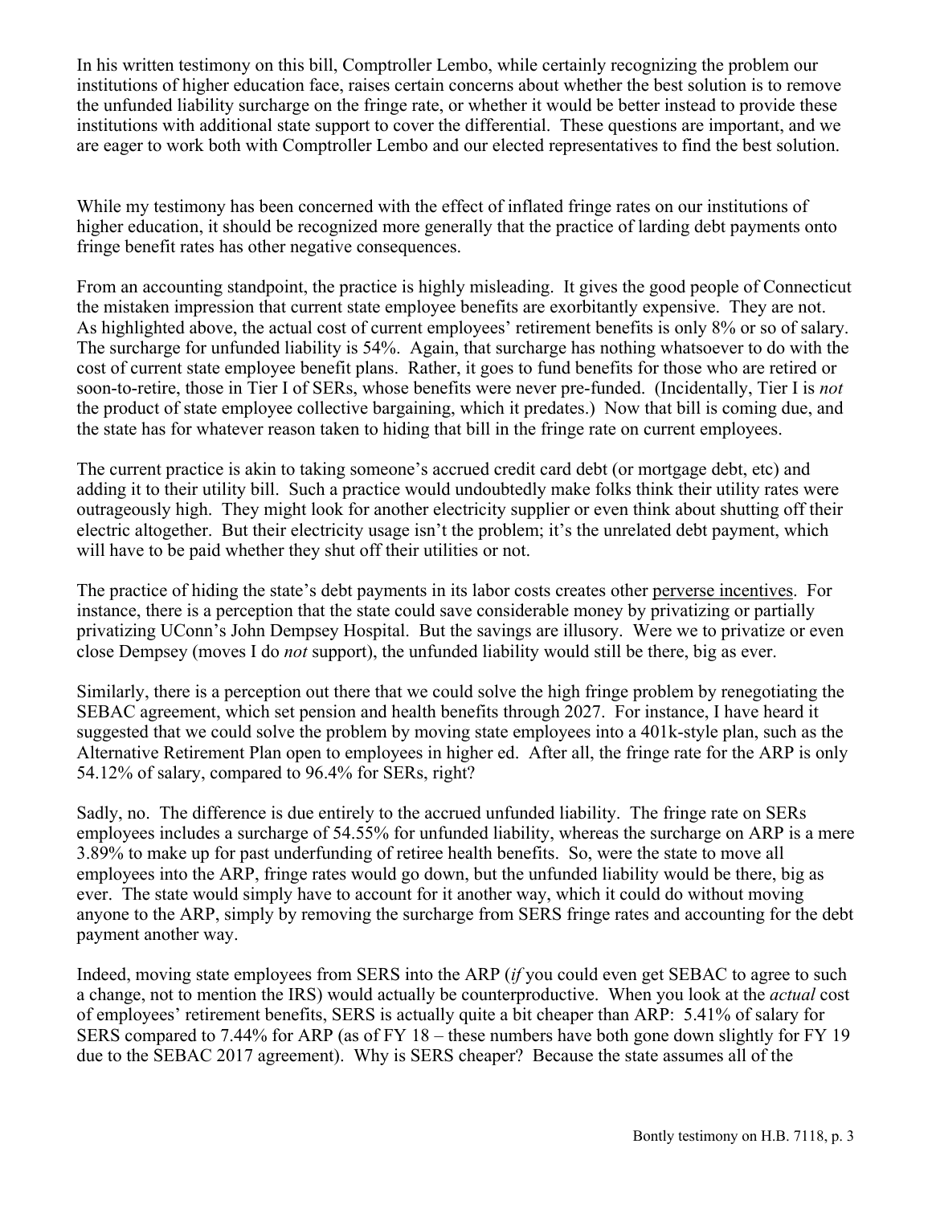In his written testimony on this bill, Comptroller Lembo, while certainly recognizing the problem our institutions of higher education face, raises certain concerns about whether the best solution is to remove the unfunded liability surcharge on the fringe rate, or whether it would be better instead to provide these institutions with additional state support to cover the differential. These questions are important, and we are eager to work both with Comptroller Lembo and our elected representatives to find the best solution.

While my testimony has been concerned with the effect of inflated fringe rates on our institutions of higher education, it should be recognized more generally that the practice of larding debt payments onto fringe benefit rates has other negative consequences.

From an accounting standpoint, the practice is highly misleading. It gives the good people of Connecticut the mistaken impression that current state employee benefits are exorbitantly expensive. They are not. As highlighted above, the actual cost of current employees' retirement benefits is only 8% or so of salary. The surcharge for unfunded liability is 54%. Again, that surcharge has nothing whatsoever to do with the cost of current state employee benefit plans. Rather, it goes to fund benefits for those who are retired or soon-to-retire, those in Tier I of SERs, whose benefits were never pre-funded. (Incidentally, Tier I is *not* the product of state employee collective bargaining, which it predates.) Now that bill is coming due, and the state has for whatever reason taken to hiding that bill in the fringe rate on current employees.

The current practice is akin to taking someone's accrued credit card debt (or mortgage debt, etc) and adding it to their utility bill. Such a practice would undoubtedly make folks think their utility rates were outrageously high. They might look for another electricity supplier or even think about shutting off their electric altogether. But their electricity usage isn't the problem; it's the unrelated debt payment, which will have to be paid whether they shut off their utilities or not.

The practice of hiding the state's debt payments in its labor costs creates other <u>perverse incentives</u>. For instance, there is a perception that the state could save considerable money by privatizing or partially privatizing UConn's John Dempsey Hospital. But the savings are illusory. Were we to privatize or even close Dempsey (moves I do *not* support), the unfunded liability would still be there, big as ever.

Similarly, there is a perception out there that we could solve the high fringe problem by renegotiating the SEBAC agreement, which set pension and health benefits through 2027. For instance, I have heard it suggested that we could solve the problem by moving state employees into a 401k-style plan, such as the Alternative Retirement Plan open to employees in higher ed. After all, the fringe rate for the ARP is only 54.12% of salary, compared to 96.4% for SERs, right?

Sadly, no. The difference is due entirely to the accrued unfunded liability. The fringe rate on SERs employees includes a surcharge of 54.55% for unfunded liability, whereas the surcharge on ARP is a mere 3.89% to make up for past underfunding of retiree health benefits. So, were the state to move all employees into the ARP, fringe rates would go down, but the unfunded liability would be there, big as ever. The state would simply have to account for it another way, which it could do without moving anyone to the ARP, simply by removing the surcharge from SERS fringe rates and accounting for the debt payment another way.

Indeed, moving state employees from SERS into the ARP (*if* you could even get SEBAC to agree to such a change, not to mention the IRS) would actually be counterproductive. When you look at the *actual* cost of employees' retirement benefits, SERS is actually quite a bit cheaper than ARP: 5.41% of salary for SERS compared to 7.44% for ARP (as of FY 18 – these numbers have both gone down slightly for FY 19 due to the SEBAC 2017 agreement). Why is SERS cheaper? Because the state assumes all of the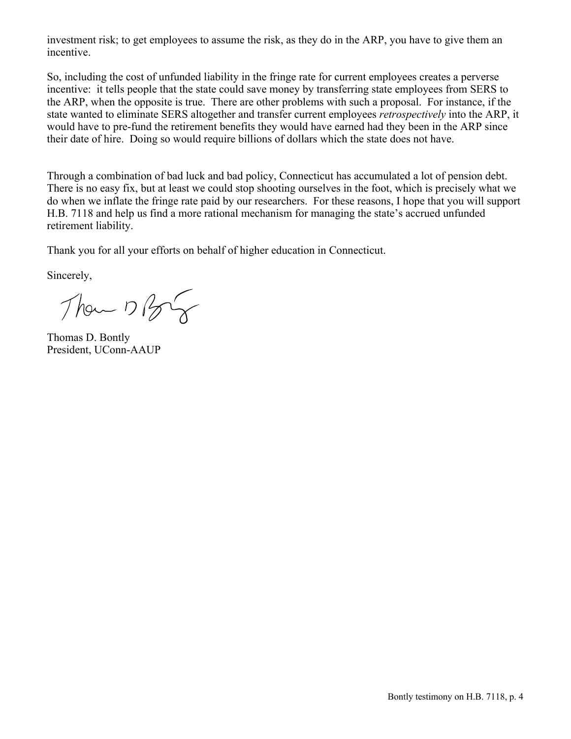investment risk; to get employees to assume the risk, as they do in the ARP, you have to give them an incentive.

So, including the cost of unfunded liability in the fringe rate for current employees creates a perverse incentive: it tells people that the state could save money by transferring state employees from SERS to the ARP, when the opposite is true. There are other problems with such a proposal. For instance, if the state wanted to eliminate SERS altogether and transfer current employees *retrospectively* into the ARP, it would have to pre-fund the retirement benefits they would have earned had they been in the ARP since their date of hire. Doing so would require billions of dollars which the state does not have.

Through a combination of bad luck and bad policy, Connecticut has accumulated a lot of pension debt. There is no easy fix, but at least we could stop shooting ourselves in the foot, which is precisely what we do when we inflate the fringe rate paid by our researchers. For these reasons, I hope that you will support H.B. 7118 and help us find a more rational mechanism for managing the state's accrued unfunded retirement liability.

Thank you for all your efforts on behalf of higher education in Connecticut.

Sincerely,

Thomas D. Bontly
President, UConn-AAUP